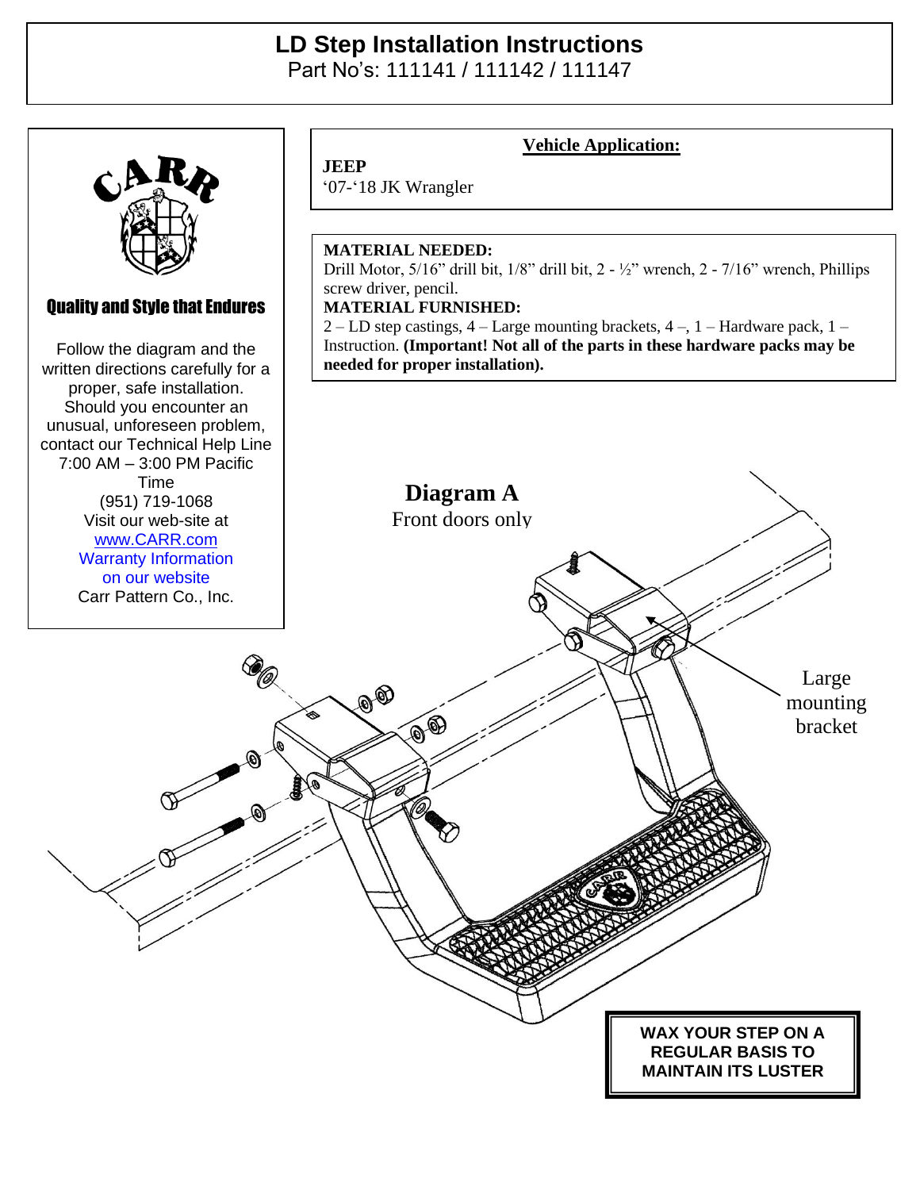# LD Step Installation Instructions

Part No's: 111141 / 111142 / 111147

CARR

**Quality and Style that Endures**

Follow the diagram and the written directions carefully for a proper, safe installation. Should you encounter an unusual, unforeseen problem, contact our Technical Help Line 7:00 AM – 3:00 PM Pacific Time (951) 719-1068 Visit our web-site at [www.CARR.com](www.CARR.com) Warranty Information on our website Carr Pattern Co., Inc.

**Vehicle Application:**

**JEEP**
'07-'18 JK Wrangler

**MATERIAL NEEDED:**
Drill Motor, 5/16" drill bit, 1/8" drill bit, 2 - ½" wrench, 2 - 7/16" wrench, Phillips screw driver, pencil.

**MATERIAL FURNISHED:**
2 – LD step castings, 4 – Large mounting brackets, 4 –, 1 – Hardware pack, 1 – Instruction. **(Important! Not all of the parts in these hardware packs may be needed for proper installation).**

**Diagram A**

Front doors only

Large mounting bracket

**WAX YOUR STEP ON A REGULAR BASIS TO MAINTAIN ITS LUSTER**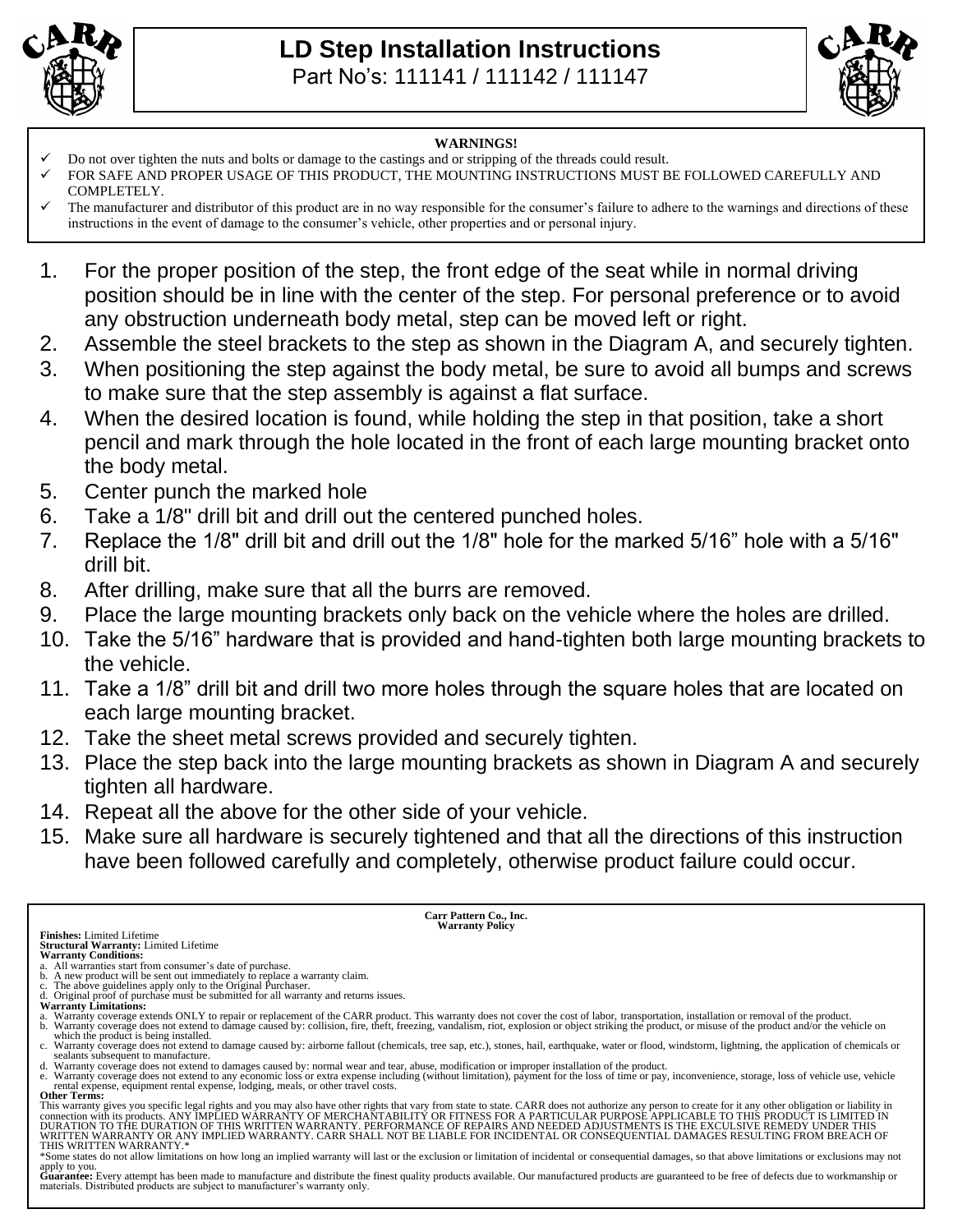# LD Step Installation Instructions

Part No's: 111141 / 111142 / 111147

**WARNINGS!**

- ✓ Do not over tighten the nuts and bolts or damage to the castings and or stripping of the threads could result.
- ✓ FOR SAFE AND PROPER USAGE OF THIS PRODUCT, THE MOUNTING INSTRUCTIONS MUST BE FOLLOWED CAREFULLY AND COMPLETELY.
- ✓ The manufacturer and distributor of this product are in no way responsible for the consumer's failure to adhere to the warnings and directions of these instructions in the event of damage to the consumer's vehicle, other properties and or personal injury.

1. For the proper position of the step, the front edge of the seat while in normal driving position should be in line with the center of the step. For personal preference or to avoid any obstruction underneath body metal, step can be moved left or right.
2. Assemble the steel brackets to the step as shown in the Diagram A, and securely tighten.
3. When positioning the step against the body metal, be sure to avoid all bumps and screws to make sure that the step assembly is against a flat surface.
4. When the desired location is found, while holding the step in that position, take a short pencil and mark through the hole located in the front of each large mounting bracket onto the body metal.
5. Center punch the marked hole
6. Take a 1/8" drill bit and drill out the centered punched holes.
7. Replace the 1/8" drill bit and drill out the 1/8" hole for the marked 5/16" hole with a 5/16" drill bit.
8. After drilling, make sure that all the burrs are removed.
9. Place the large mounting brackets only back on the vehicle where the holes are drilled.
10. Take the 5/16" hardware that is provided and hand-tighten both large mounting brackets to the vehicle.
11. Take a 1/8" drill bit and drill two more holes through the square holes that are located on each large mounting bracket.
12. Take the sheet metal screws provided and securely tighten.
13. Place the step back into the large mounting brackets as shown in Diagram A and securely tighten all hardware.
14. Repeat all the above for the other side of your vehicle.
15. Make sure all hardware is securely tightened and that all the directions of this instruction have been followed carefully and completely, otherwise product failure could occur.

**Carr Pattern Co., Inc.**
**Warranty Policy**

**Finishes:** Limited Lifetime
**Structural Warranty:** Limited Lifetime
**Warranty Conditions:**

a. All warranties start from consumer's date of purchase.
b. A new product will be sent out immediately to replace a warranty claim.
c. The above guidelines apply only to the Original Purchaser.
d. Original proof of purchase must be submitted for all warranty and returns issues.

**Warranty Limitations:**

a. Warranty coverage extends ONLY to repair or replacement of the CARR product. This warranty does not cover the cost of labor, transportation, installation or removal of the product.
b. Warranty coverage does not extend to damage caused by: collision, fire, theft, freezing, vandalism, riot, explosion or object striking the product, or misuse of the product and/or the vehicle on which the product is being installed.
c. Warranty coverage does not extend to damage caused by: airborne fallout (chemicals, tree sap, etc.), stones, hail, earthquake, water or flood, windstorm, lightning, the application of chemicals or sealants subsequent to manufacture.
d. Warranty coverage does not extend to damages caused by: normal wear and tear, abuse, modification or improper installation of the product.
e. Warranty coverage does not extend to any economic loss or extra expense including (without limitation), payment for the loss of time or pay, inconvenience, storage, loss of vehicle use, vehicle rental expense, equipment rental expense, lodging, meals, or other travel costs.

**Other Terms:**

This warranty gives you specific legal rights and you may also have other rights that vary from state to state. CARR does not authorize any person to create for it any other obligation or liability in connection with its products. ANY IMPLIED WARRANTY OF MERCHANTABILITY OR FITNESS FOR A PARTICULAR PURPOSE APPLICABLE TO THIS PRODUCT IS LIMITED IN DURATION TO THE DURATION OF THIS WRITTEN WARRANTY. PERFORMANCE OF REPAIRS AND NEEDED ADJUSTMENTS IS THE EXCULSIVE REMEDY UNDER THIS WRITTEN WARRANTY OR ANY IMPLIED WARRANTY. CARR SHALL NOT BE LIABLE FOR INCIDENTAL OR CONSEQUENTIAL DAMAGES RESULTING FROM BREACH OF THIS WRITTEN WARRANTY.*

*Some states do not allow limitations on how long an implied warranty will last or the exclusion or limitation of incidental or consequential damages, so that above limitations or exclusions may not apply to you.

**Guarantee:** Every attempt has been made to manufacture and distribute the finest quality products available. Our manufactured products are guaranteed to be free of defects due to workmanship or materials. Distributed products are subject to manufacturer's warranty only.